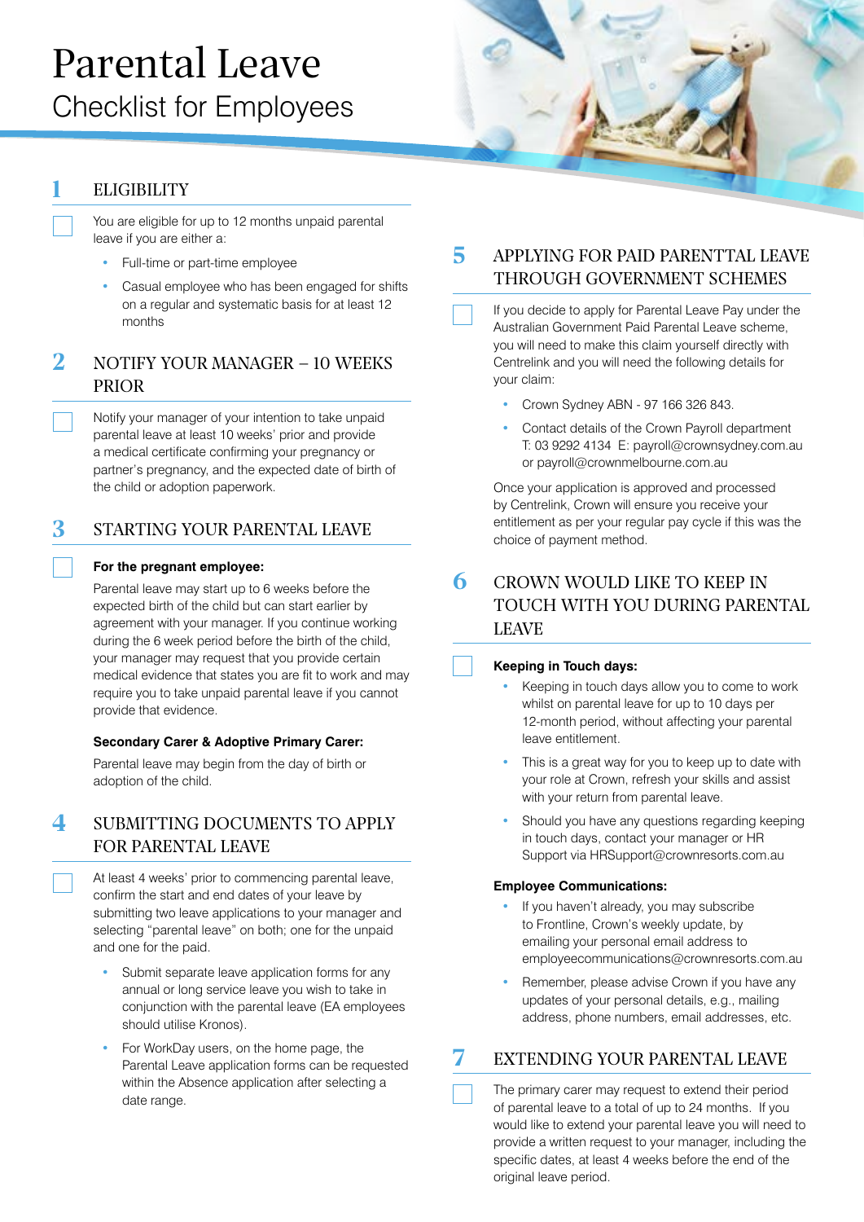# Parental Leave

## Checklist for Employees

### 1 ELIGIBILITY

- [ ] You are eligible for up to 12 months unpaid parental leave if you are either a:
  - Full-time or part-time employee
  - Casual employee who has been engaged for shifts on a regular and systematic basis for at least 12 months

### 2 NOTIFY YOUR MANAGER – 10 WEEKS PRIOR

- [ ] Notify your manager of your intention to take unpaid parental leave at least 10 weeks' prior and provide a medical certificate confirming your pregnancy or partner's pregnancy, and the expected date of birth of the child or adoption paperwork.

### 3 STARTING YOUR PARENTAL LEAVE

- [ ] **For the pregnant employee:**

  Parental leave may start up to 6 weeks before the expected birth of the child but can start earlier by agreement with your manager. If you continue working during the 6 week period before the birth of the child, your manager may request that you provide certain medical evidence that states you are fit to work and may require you to take unpaid parental leave if you cannot provide that evidence.

  **Secondary Carer & Adoptive Primary Carer:**

  Parental leave may begin from the day of birth or adoption of the child.

### 4 SUBMITTING DOCUMENTS TO APPLY FOR PARENTAL LEAVE

- [ ] At least 4 weeks' prior to commencing parental leave, confirm the start and end dates of your leave by submitting two leave applications to your manager and selecting "parental leave" on both; one for the unpaid and one for the paid.
  - Submit separate leave application forms for any annual or long service leave you wish to take in conjunction with the parental leave (EA employees should utilise Kronos).
  - For WorkDay users, on the home page, the Parental Leave application forms can be requested within the Absence application after selecting a date range.

### 5 APPLYING FOR PAID PARENTTAL LEAVE THROUGH GOVERNMENT SCHEMES

- [ ] If you decide to apply for Parental Leave Pay under the Australian Government Paid Parental Leave scheme, you will need to make this claim yourself directly with Centrelink and you will need the following details for your claim:
  - Crown Sydney ABN - 97 166 326 843.
  - Contact details of the Crown Payroll department T: 03 9292 4134 E: payroll@crownsydney.com.au or payroll@crownmelbourne.com.au

  Once your application is approved and processed by Centrelink, Crown will ensure you receive your entitlement as per your regular pay cycle if this was the choice of payment method.

### 6 CROWN WOULD LIKE TO KEEP IN TOUCH WITH YOU DURING PARENTAL LEAVE

- [ ] **Keeping in Touch days:**
  - Keeping in touch days allow you to come to work whilst on parental leave for up to 10 days per 12-month period, without affecting your parental leave entitlement.
  - This is a great way for you to keep up to date with your role at Crown, refresh your skills and assist with your return from parental leave.
  - Should you have any questions regarding keeping in touch days, contact your manager or HR Support via HRSupport@crownresorts.com.au

  **Employee Communications:**
  - If you haven't already, you may subscribe to Frontline, Crown's weekly update, by emailing your personal email address to employeecommunications@crownresorts.com.au
  - Remember, please advise Crown if you have any updates of your personal details, e.g., mailing address, phone numbers, email addresses, etc.

### 7 EXTENDING YOUR PARENTAL LEAVE

- [ ] The primary carer may request to extend their period of parental leave to a total of up to 24 months. If you would like to extend your parental leave you will need to provide a written request to your manager, including the specific dates, at least 4 weeks before the end of the original leave period.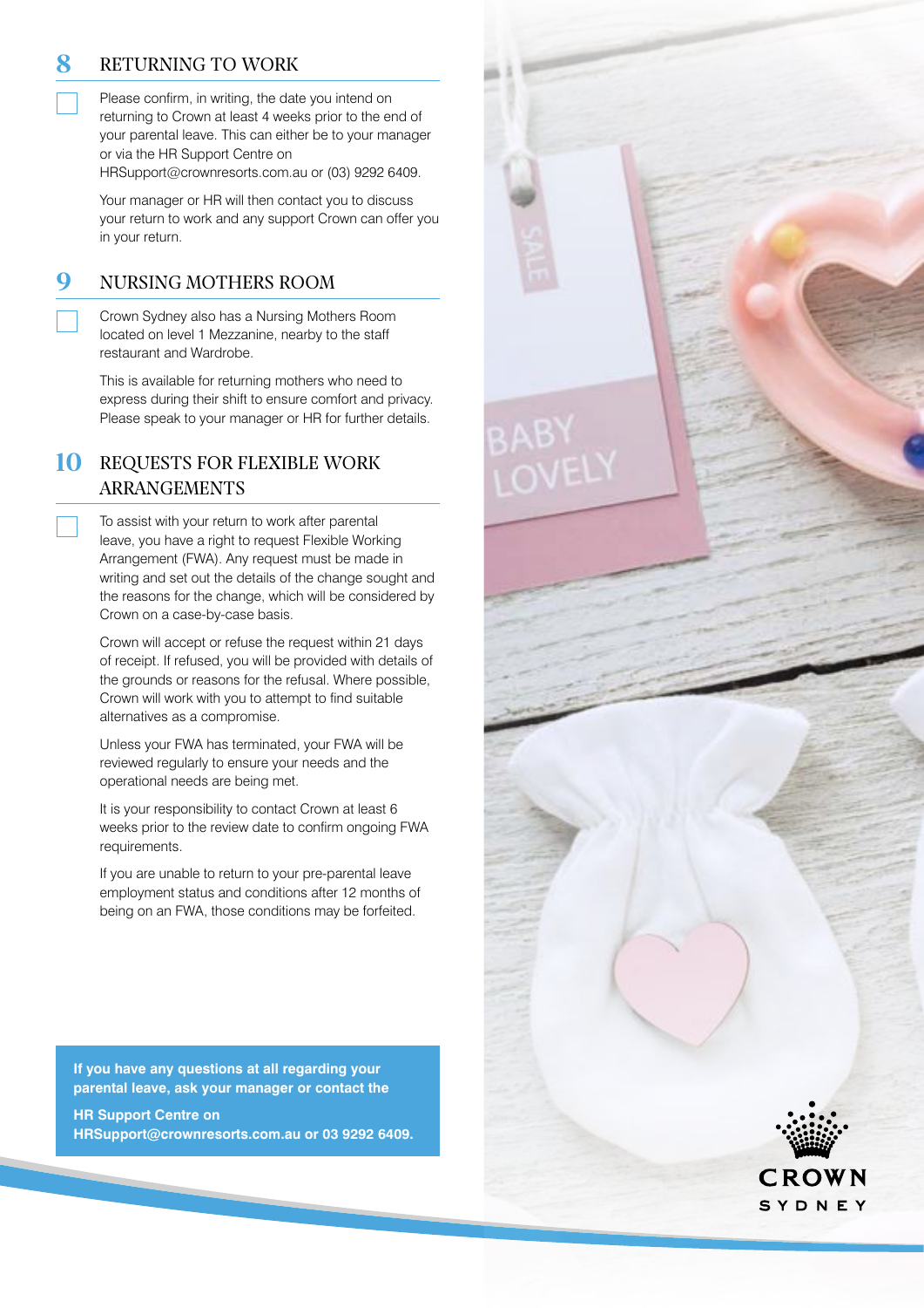## 8 RETURNING TO WORK

- [ ] Please confirm, in writing, the date you intend on returning to Crown at least 4 weeks prior to the end of your parental leave. This can either be to your manager or via the HR Support Centre on HRSupport@crownresorts.com.au or (03) 9292 6409.

Your manager or HR will then contact you to discuss your return to work and any support Crown can offer you in your return.

## 9 NURSING MOTHERS ROOM

- [ ] Crown Sydney also has a Nursing Mothers Room located on level 1 Mezzanine, nearby to the staff restaurant and Wardrobe.

This is available for returning mothers who need to express during their shift to ensure comfort and privacy. Please speak to your manager or HR for further details.

## 10 REQUESTS FOR FLEXIBLE WORK ARRANGEMENTS

- [ ] To assist with your return to work after parental leave, you have a right to request Flexible Working Arrangement (FWA). Any request must be made in writing and set out the details of the change sought and the reasons for the change, which will be considered by Crown on a case-by-case basis.

Crown will accept or refuse the request within 21 days of receipt. If refused, you will be provided with details of the grounds or reasons for the refusal. Where possible, Crown will work with you to attempt to find suitable alternatives as a compromise.

Unless your FWA has terminated, your FWA will be reviewed regularly to ensure your needs and the operational needs are being met.

It is your responsibility to contact Crown at least 6 weeks prior to the review date to confirm ongoing FWA requirements.

If you are unable to return to your pre-parental leave employment status and conditions after 12 months of being on an FWA, those conditions may be forfeited.

**If you have any questions at all regarding your parental leave, ask your manager or contact the**

**HR Support Centre on HRSupport@crownresorts.com.au or 03 9292 6409.**